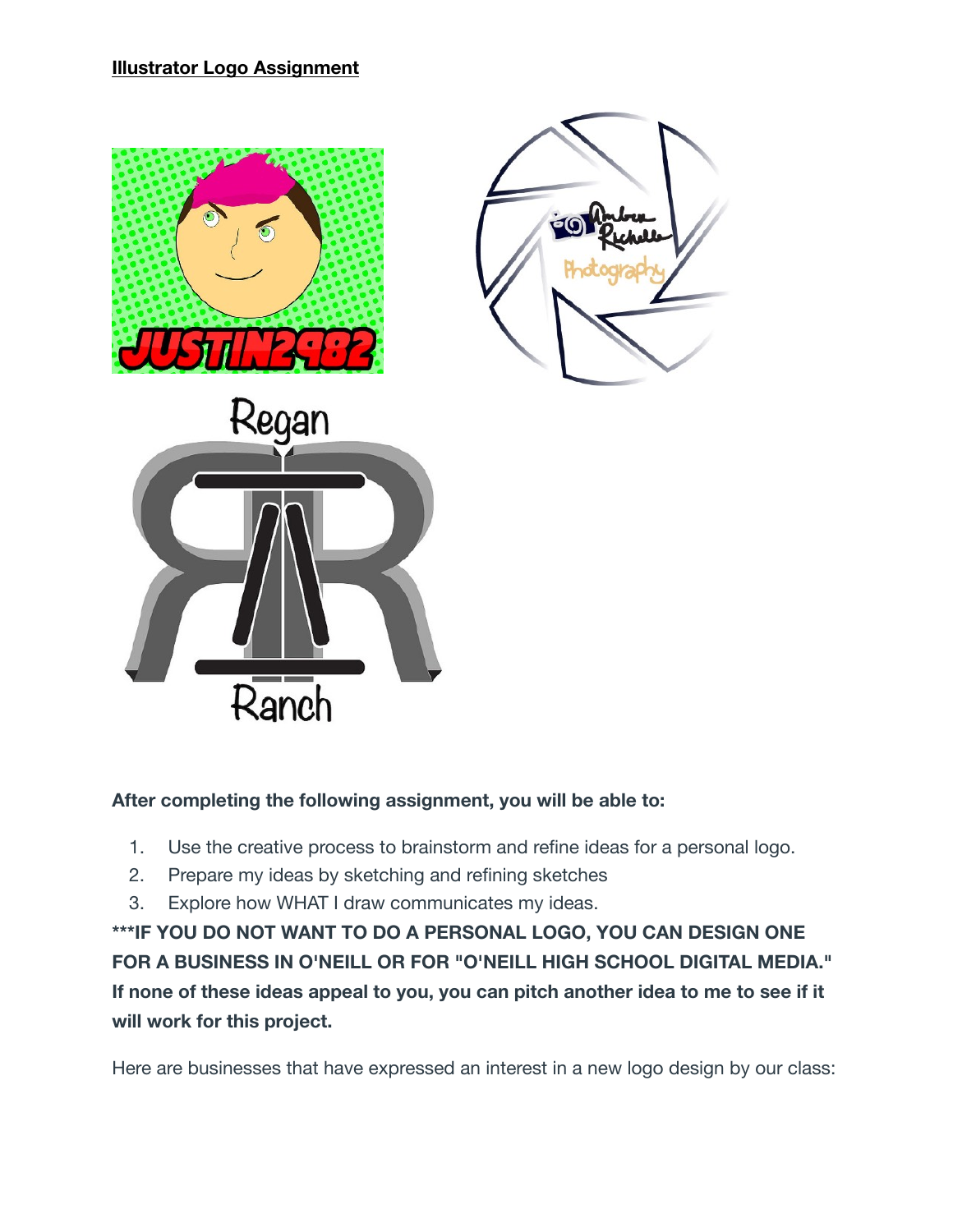**Illustrator Logo Assignment**

**After completing the following assignment, you will be able to:**

1. Use the creative process to brainstorm and refine ideas for a personal logo.
2. Prepare my ideas by sketching and refining sketches
3. Explore how WHAT I draw communicates my ideas.

**\*\*\*IF YOU DO NOT WANT TO DO A PERSONAL LOGO, YOU CAN DESIGN ONE FOR A BUSINESS IN O'NEILL OR FOR "O'NEILL HIGH SCHOOL DIGITAL MEDIA." If none of these ideas appeal to you, you can pitch another idea to me to see if it will work for this project.**

Here are businesses that have expressed an interest in a new logo design by our class: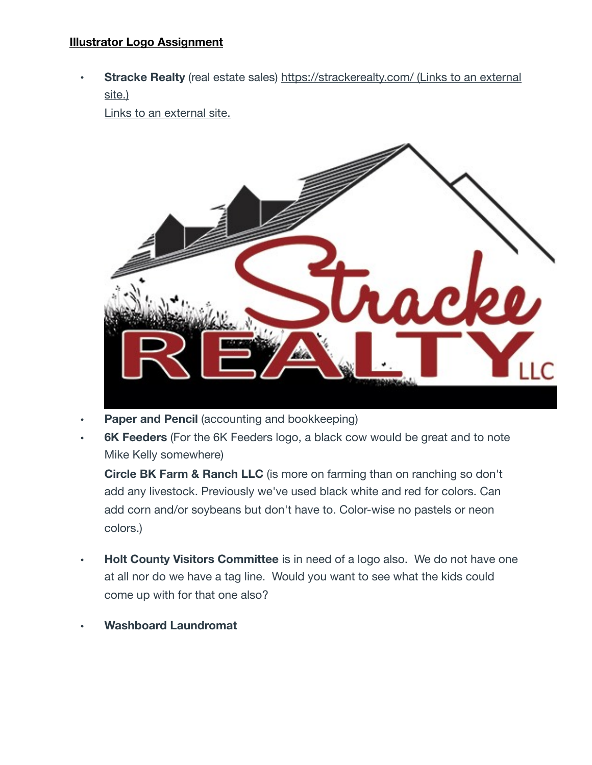**<u>Illustrator Logo Assignment</u>**

- **Stracke Realty** (real estate sales) [https://strackerealty.com/ (Links to an external site.)](https://strackerealty.com/)
  Links to an external site.

- **Paper and Pencil** (accounting and bookkeeping)
- **6K Feeders** (For the 6K Feeders logo, a black cow would be great and to note Mike Kelly somewhere)

  **Circle BK Farm & Ranch LLC** (is more on farming than on ranching so don't add any livestock. Previously we've used black white and red for colors. Can add corn and/or soybeans but don't have to. Color-wise no pastels or neon colors.)

- **Holt County Visitors Committee** is in need of a logo also. We do not have one at all nor do we have a tag line. Would you want to see what the kids could come up with for that one also?

- **Washboard Laundromat**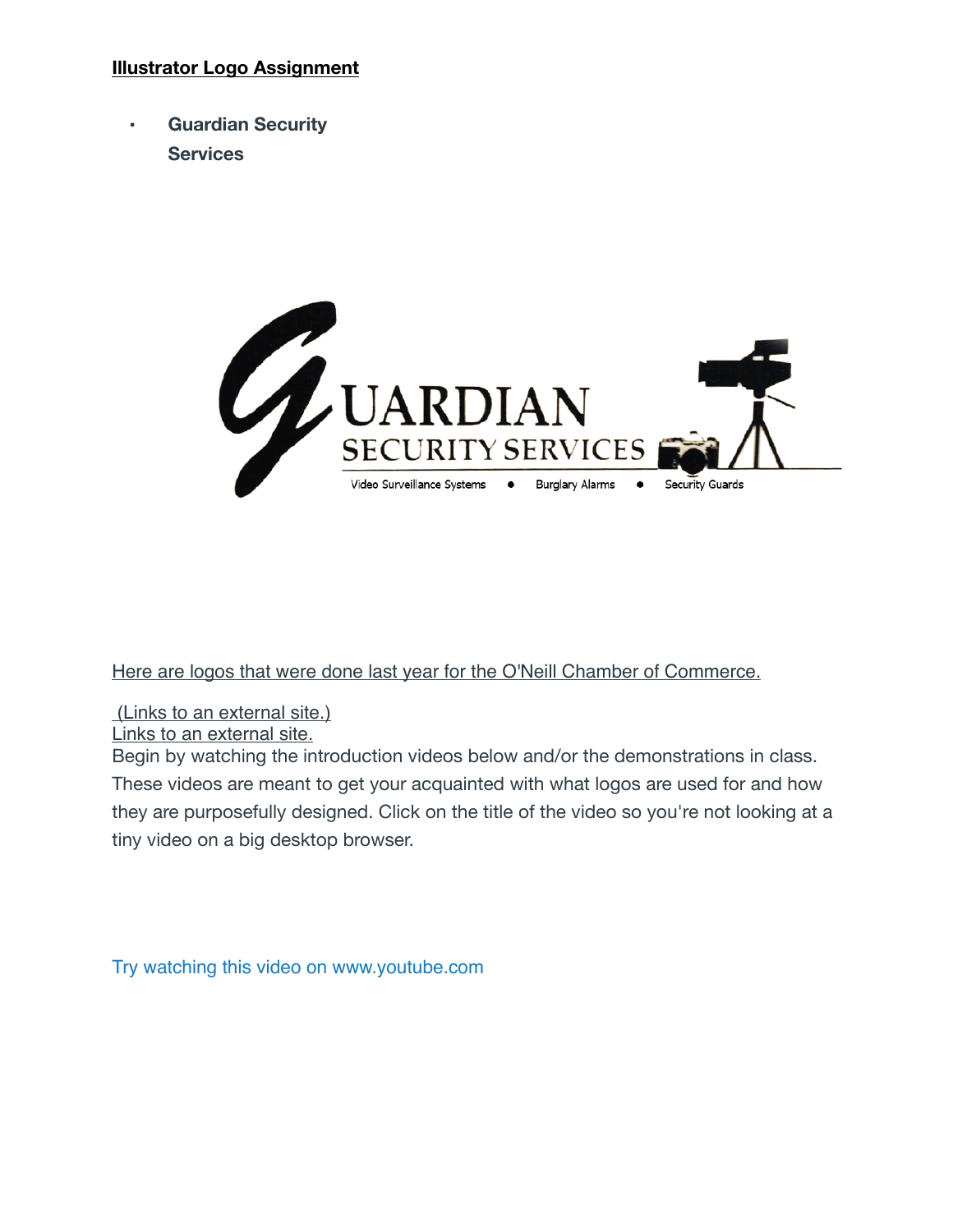**Illustrator Logo Assignment**

- **Guardian Security Services**

GUARDIAN
SECURITY SERVICES
Video Surveillance Systems • Burglary Alarms • Security Guards

Here are logos that were done last year for the O'Neill Chamber of Commerce.

(Links to an external site.)
Links to an external site.
Begin by watching the introduction videos below and/or the demonstrations in class. These videos are meant to get your acquainted with what logos are used for and how they are purposefully designed. Click on the title of the video so you're not looking at a tiny video on a big desktop browser.

Try watching this video on www.youtube.com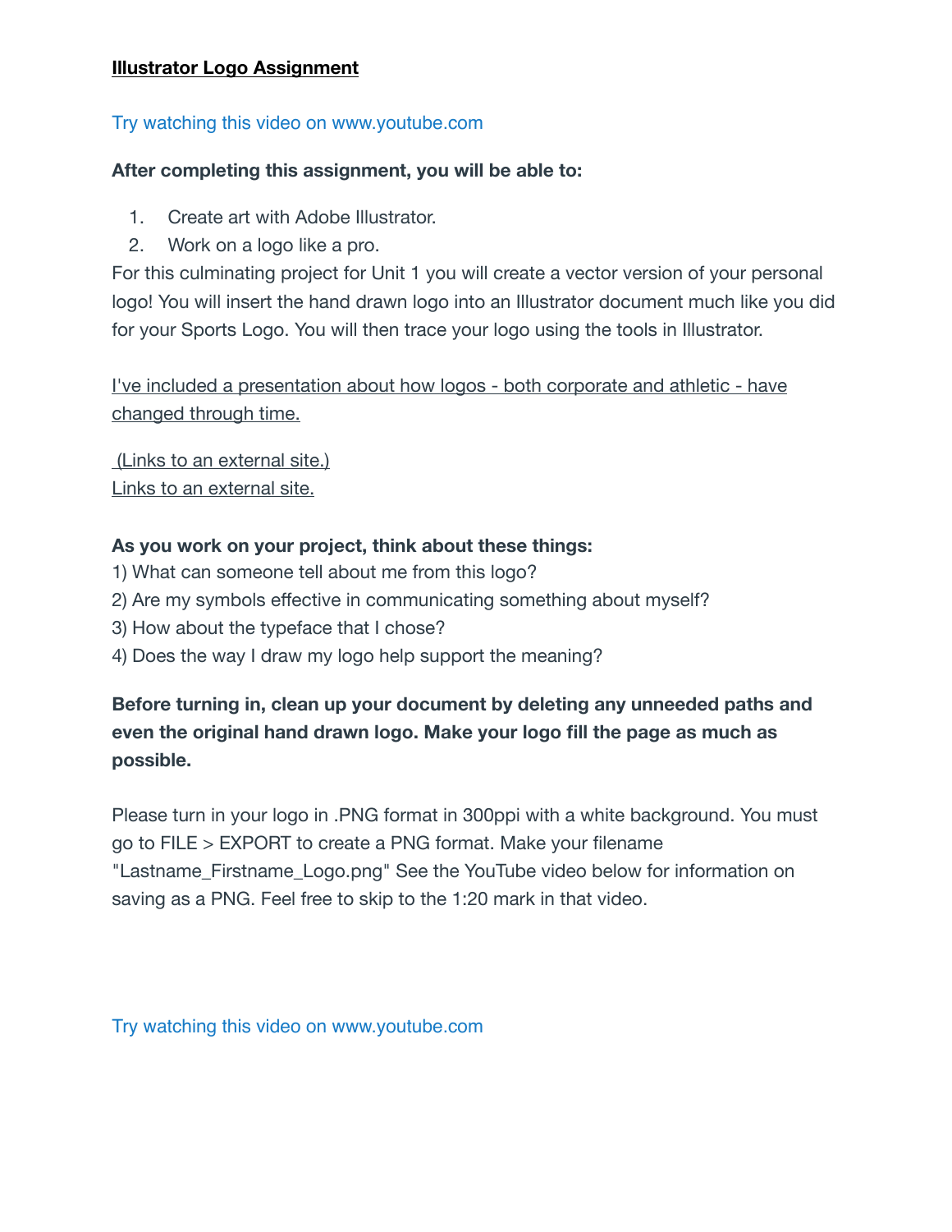**Illustrator Logo Assignment**

Try watching this video on www.youtube.com

**After completing this assignment, you will be able to:**

1. Create art with Adobe Illustrator.
2. Work on a logo like a pro.

For this culminating project for Unit 1 you will create a vector version of your personal logo! You will insert the hand drawn logo into an Illustrator document much like you did for your Sports Logo. You will then trace your logo using the tools in Illustrator.

I've included a presentation about how logos - both corporate and athletic - have changed through time.

(Links to an external site.)
Links to an external site.

**As you work on your project, think about these things:**

1) What can someone tell about me from this logo?
2) Are my symbols effective in communicating something about myself?
3) How about the typeface that I chose?
4) Does the way I draw my logo help support the meaning?

**Before turning in, clean up your document by deleting any unneeded paths and even the original hand drawn logo. Make your logo fill the page as much as possible.**

Please turn in your logo in .PNG format in 300ppi with a white background. You must go to FILE > EXPORT to create a PNG format. Make your filename "Lastname_Firstname_Logo.png" See the YouTube video below for information on saving as a PNG. Feel free to skip to the 1:20 mark in that video.

Try watching this video on www.youtube.com